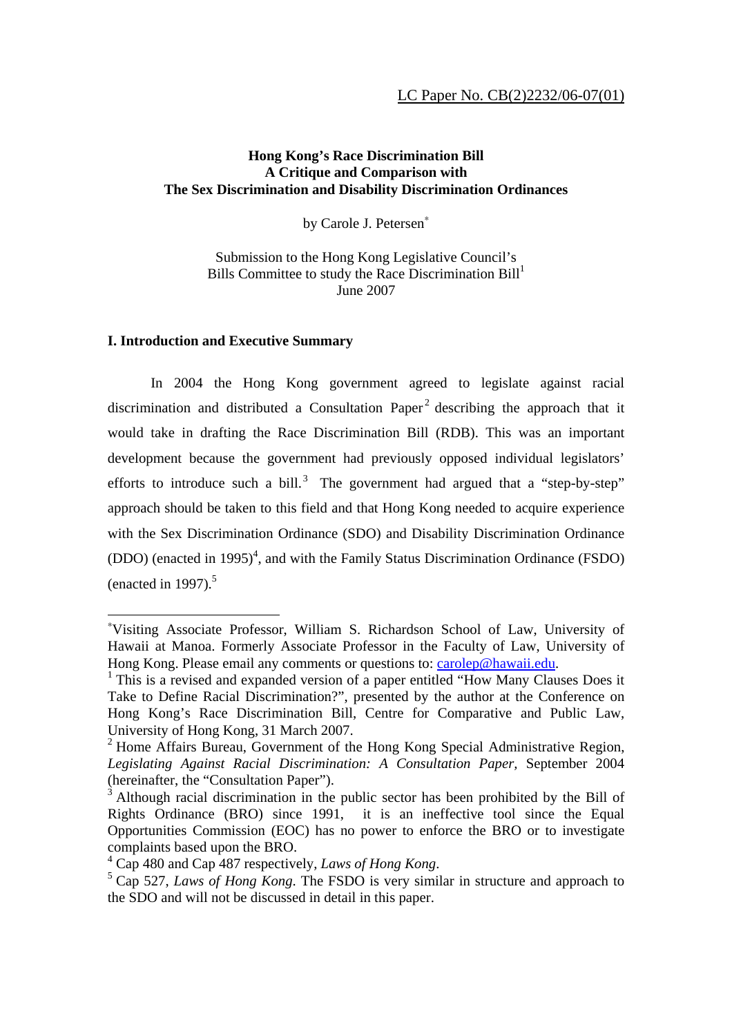LC Paper No. CB(2)2232/06-07(01)

**Hong Kong's Race Discrimination Bill**
**A Critique and Comparison with**
**The Sex Discrimination and Disability Discrimination Ordinances**

by Carole J. Petersen[*]

Submission to the Hong Kong Legislative Council's
Bills Committee to study the Race Discrimination Bill[1]
June 2007

## I. Introduction and Executive Summary

In 2004 the Hong Kong government agreed to legislate against racial discrimination and distributed a Consultation Paper[2] describing the approach that it would take in drafting the Race Discrimination Bill (RDB). This was an important development because the government had previously opposed individual legislators' efforts to introduce such a bill.[3] The government had argued that a "step-by-step" approach should be taken to this field and that Hong Kong needed to acquire experience with the Sex Discrimination Ordinance (SDO) and Disability Discrimination Ordinance (DDO) (enacted in 1995)[4], and with the Family Status Discrimination Ordinance (FSDO) (enacted in 1997).[5]

---

[*] Visiting Associate Professor, William S. Richardson School of Law, University of Hawaii at Manoa. Formerly Associate Professor in the Faculty of Law, University of Hong Kong. Please email any comments or questions to: carolep@hawaii.edu.

[1] This is a revised and expanded version of a paper entitled "How Many Clauses Does it Take to Define Racial Discrimination?", presented by the author at the Conference on Hong Kong's Race Discrimination Bill, Centre for Comparative and Public Law, University of Hong Kong, 31 March 2007.

[2] Home Affairs Bureau, Government of the Hong Kong Special Administrative Region, *Legislating Against Racial Discrimination: A Consultation Paper,* September 2004 (hereinafter, the "Consultation Paper").

[3] Although racial discrimination in the public sector has been prohibited by the Bill of Rights Ordinance (BRO) since 1991, it is an ineffective tool since the Equal Opportunities Commission (EOC) has no power to enforce the BRO or to investigate complaints based upon the BRO.

[4] Cap 480 and Cap 487 respectively, *Laws of Hong Kong*.

[5] Cap 527, *Laws of Hong Kong*. The FSDO is very similar in structure and approach to the SDO and will not be discussed in detail in this paper.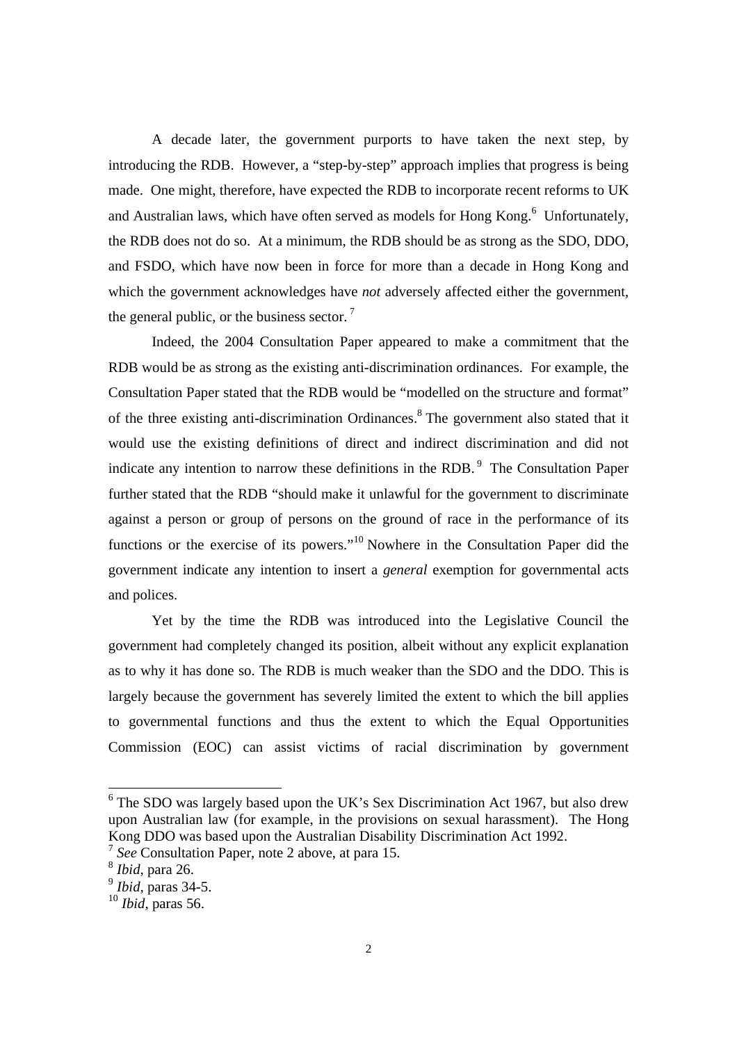A decade later, the government purports to have taken the next step, by introducing the RDB. However, a "step-by-step" approach implies that progress is being made. One might, therefore, have expected the RDB to incorporate recent reforms to UK and Australian laws, which have often served as models for Hong Kong.[6] Unfortunately, the RDB does not do so. At a minimum, the RDB should be as strong as the SDO, DDO, and FSDO, which have now been in force for more than a decade in Hong Kong and which the government acknowledges have *not* adversely affected either the government, the general public, or the business sector.[7]

Indeed, the 2004 Consultation Paper appeared to make a commitment that the RDB would be as strong as the existing anti-discrimination ordinances. For example, the Consultation Paper stated that the RDB would be "modelled on the structure and format" of the three existing anti-discrimination Ordinances.[8] The government also stated that it would use the existing definitions of direct and indirect discrimination and did not indicate any intention to narrow these definitions in the RDB.[9] The Consultation Paper further stated that the RDB "should make it unlawful for the government to discriminate against a person or group of persons on the ground of race in the performance of its functions or the exercise of its powers."[10] Nowhere in the Consultation Paper did the government indicate any intention to insert a *general* exemption for governmental acts and polices.

Yet by the time the RDB was introduced into the Legislative Council the government had completely changed its position, albeit without any explicit explanation as to why it has done so. The RDB is much weaker than the SDO and the DDO. This is largely because the government has severely limited the extent to which the bill applies to governmental functions and thus the extent to which the Equal Opportunities Commission (EOC) can assist victims of racial discrimination by government

---

[6] The SDO was largely based upon the UK's Sex Discrimination Act 1967, but also drew upon Australian law (for example, in the provisions on sexual harassment). The Hong Kong DDO was based upon the Australian Disability Discrimination Act 1992.

[7] *See* Consultation Paper, note 2 above, at para 15.

[8] *Ibid*, para 26.

[9] *Ibid*, paras 34-5.

[10] *Ibid*, paras 56.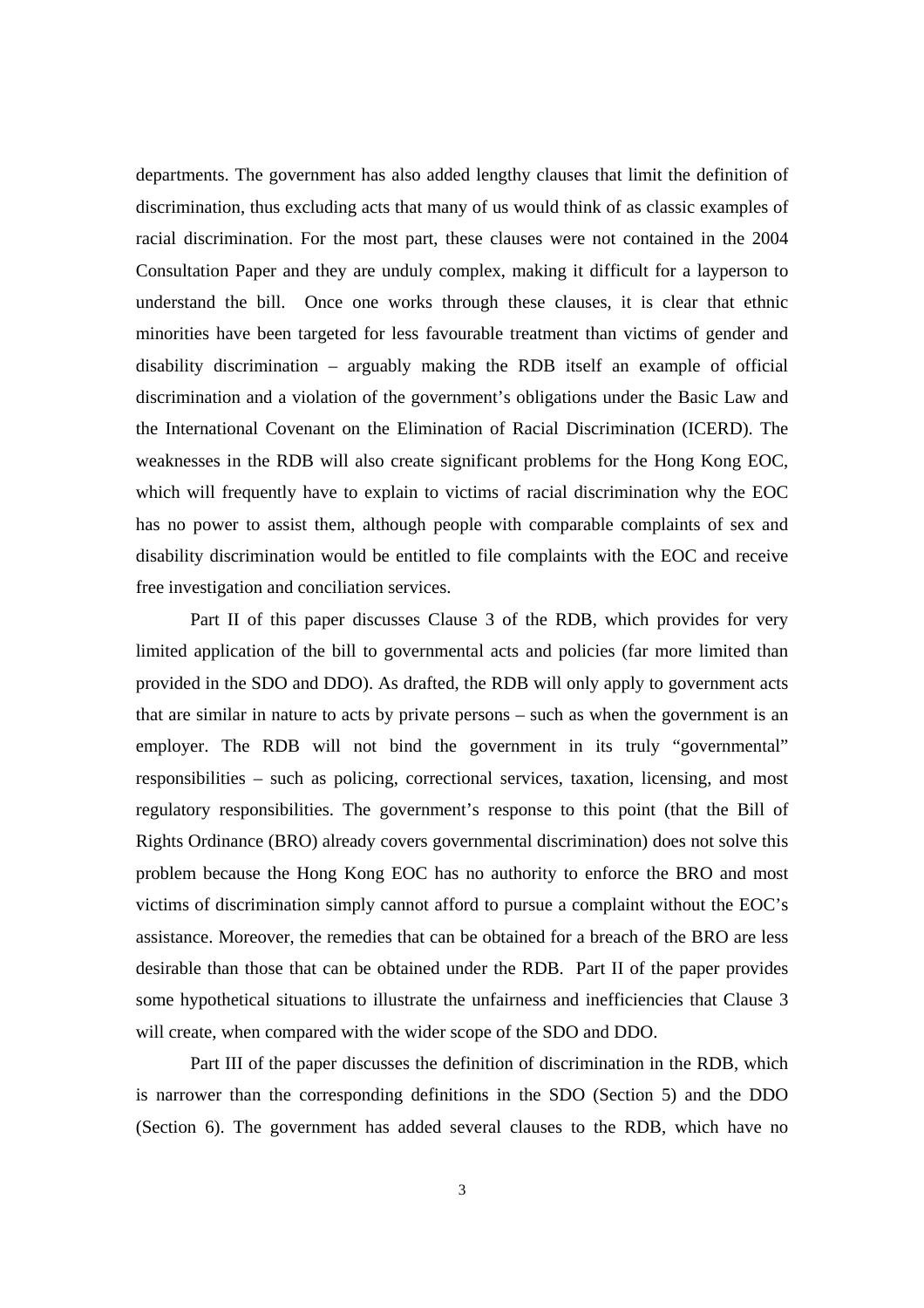departments. The government has also added lengthy clauses that limit the definition of discrimination, thus excluding acts that many of us would think of as classic examples of racial discrimination. For the most part, these clauses were not contained in the 2004 Consultation Paper and they are unduly complex, making it difficult for a layperson to understand the bill. Once one works through these clauses, it is clear that ethnic minorities have been targeted for less favourable treatment than victims of gender and disability discrimination – arguably making the RDB itself an example of official discrimination and a violation of the government's obligations under the Basic Law and the International Covenant on the Elimination of Racial Discrimination (ICERD). The weaknesses in the RDB will also create significant problems for the Hong Kong EOC, which will frequently have to explain to victims of racial discrimination why the EOC has no power to assist them, although people with comparable complaints of sex and disability discrimination would be entitled to file complaints with the EOC and receive free investigation and conciliation services.

Part II of this paper discusses Clause 3 of the RDB, which provides for very limited application of the bill to governmental acts and policies (far more limited than provided in the SDO and DDO). As drafted, the RDB will only apply to government acts that are similar in nature to acts by private persons – such as when the government is an employer. The RDB will not bind the government in its truly "governmental" responsibilities – such as policing, correctional services, taxation, licensing, and most regulatory responsibilities. The government's response to this point (that the Bill of Rights Ordinance (BRO) already covers governmental discrimination) does not solve this problem because the Hong Kong EOC has no authority to enforce the BRO and most victims of discrimination simply cannot afford to pursue a complaint without the EOC's assistance. Moreover, the remedies that can be obtained for a breach of the BRO are less desirable than those that can be obtained under the RDB. Part II of the paper provides some hypothetical situations to illustrate the unfairness and inefficiencies that Clause 3 will create, when compared with the wider scope of the SDO and DDO.

Part III of the paper discusses the definition of discrimination in the RDB, which is narrower than the corresponding definitions in the SDO (Section 5) and the DDO (Section 6). The government has added several clauses to the RDB, which have no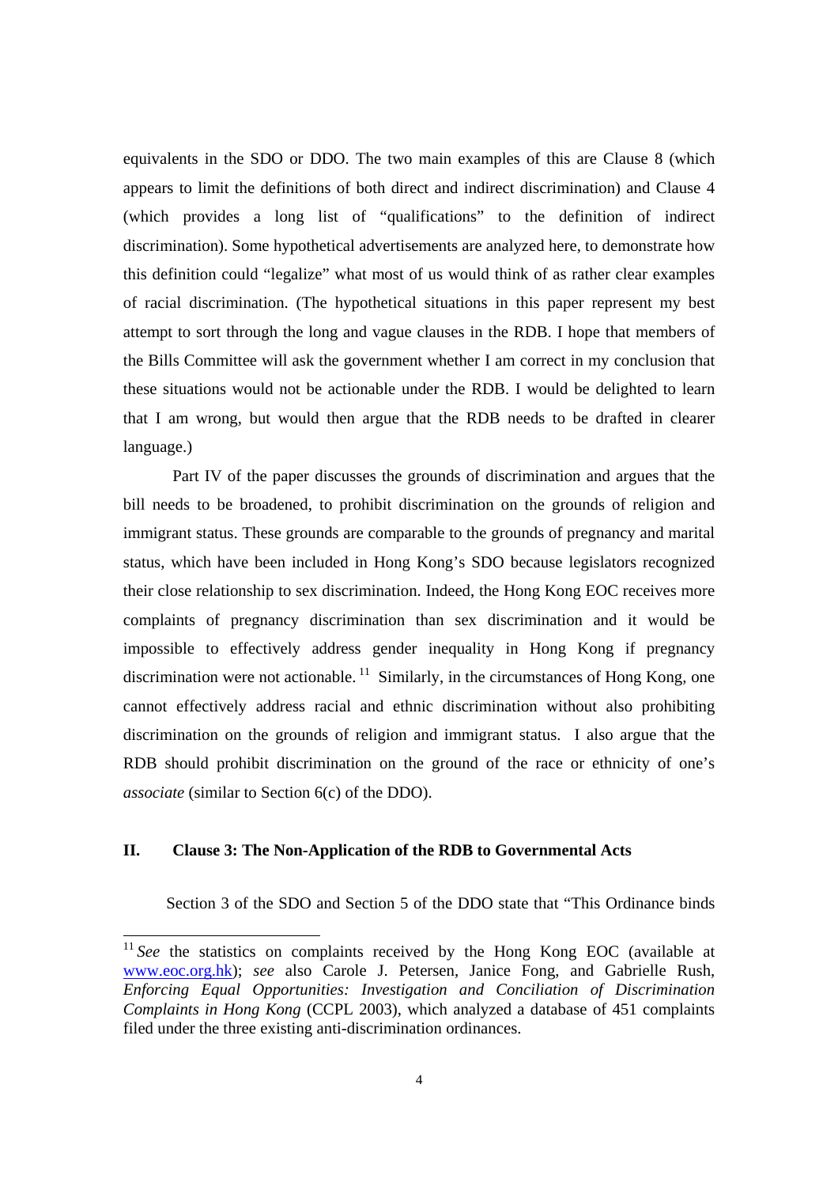equivalents in the SDO or DDO. The two main examples of this are Clause 8 (which appears to limit the definitions of both direct and indirect discrimination) and Clause 4 (which provides a long list of "qualifications" to the definition of indirect discrimination). Some hypothetical advertisements are analyzed here, to demonstrate how this definition could "legalize" what most of us would think of as rather clear examples of racial discrimination. (The hypothetical situations in this paper represent my best attempt to sort through the long and vague clauses in the RDB. I hope that members of the Bills Committee will ask the government whether I am correct in my conclusion that these situations would not be actionable under the RDB. I would be delighted to learn that I am wrong, but would then argue that the RDB needs to be drafted in clearer language.)

Part IV of the paper discusses the grounds of discrimination and argues that the bill needs to be broadened, to prohibit discrimination on the grounds of religion and immigrant status. These grounds are comparable to the grounds of pregnancy and marital status, which have been included in Hong Kong's SDO because legislators recognized their close relationship to sex discrimination. Indeed, the Hong Kong EOC receives more complaints of pregnancy discrimination than sex discrimination and it would be impossible to effectively address gender inequality in Hong Kong if pregnancy discrimination were not actionable.[11] Similarly, in the circumstances of Hong Kong, one cannot effectively address racial and ethnic discrimination without also prohibiting discrimination on the grounds of religion and immigrant status. I also argue that the RDB should prohibit discrimination on the ground of the race or ethnicity of one's *associate* (similar to Section 6(c) of the DDO).

## II. Clause 3: The Non-Application of the RDB to Governmental Acts

Section 3 of the SDO and Section 5 of the DDO state that "This Ordinance binds

---

[11] *See* the statistics on complaints received by the Hong Kong EOC (available at www.eoc.org.hk); *see* also Carole J. Petersen, Janice Fong, and Gabrielle Rush, *Enforcing Equal Opportunities: Investigation and Conciliation of Discrimination Complaints in Hong Kong* (CCPL 2003), which analyzed a database of 451 complaints filed under the three existing anti-discrimination ordinances.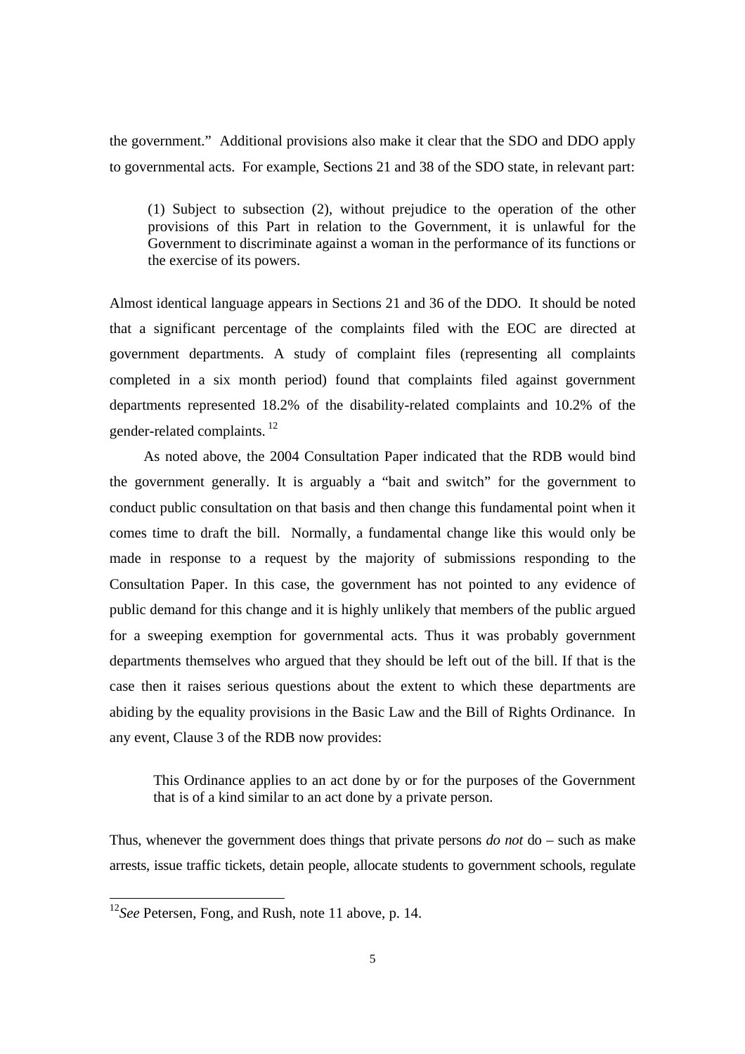the government." Additional provisions also make it clear that the SDO and DDO apply to governmental acts. For example, Sections 21 and 38 of the SDO state, in relevant part:

> (1) Subject to subsection (2), without prejudice to the operation of the other provisions of this Part in relation to the Government, it is unlawful for the Government to discriminate against a woman in the performance of its functions or the exercise of its powers.

Almost identical language appears in Sections 21 and 36 of the DDO. It should be noted that a significant percentage of the complaints filed with the EOC are directed at government departments. A study of complaint files (representing all complaints completed in a six month period) found that complaints filed against government departments represented 18.2% of the disability-related complaints and 10.2% of the gender-related complaints. [12]

As noted above, the 2004 Consultation Paper indicated that the RDB would bind the government generally. It is arguably a "bait and switch" for the government to conduct public consultation on that basis and then change this fundamental point when it comes time to draft the bill. Normally, a fundamental change like this would only be made in response to a request by the majority of submissions responding to the Consultation Paper. In this case, the government has not pointed to any evidence of public demand for this change and it is highly unlikely that members of the public argued for a sweeping exemption for governmental acts. Thus it was probably government departments themselves who argued that they should be left out of the bill. If that is the case then it raises serious questions about the extent to which these departments are abiding by the equality provisions in the Basic Law and the Bill of Rights Ordinance. In any event, Clause 3 of the RDB now provides:

> This Ordinance applies to an act done by or for the purposes of the Government that is of a kind similar to an act done by a private person.

Thus, whenever the government does things that private persons *do not* do – such as make arrests, issue traffic tickets, detain people, allocate students to government schools, regulate

---

[12] *See* Petersen, Fong, and Rush, note 11 above, p. 14.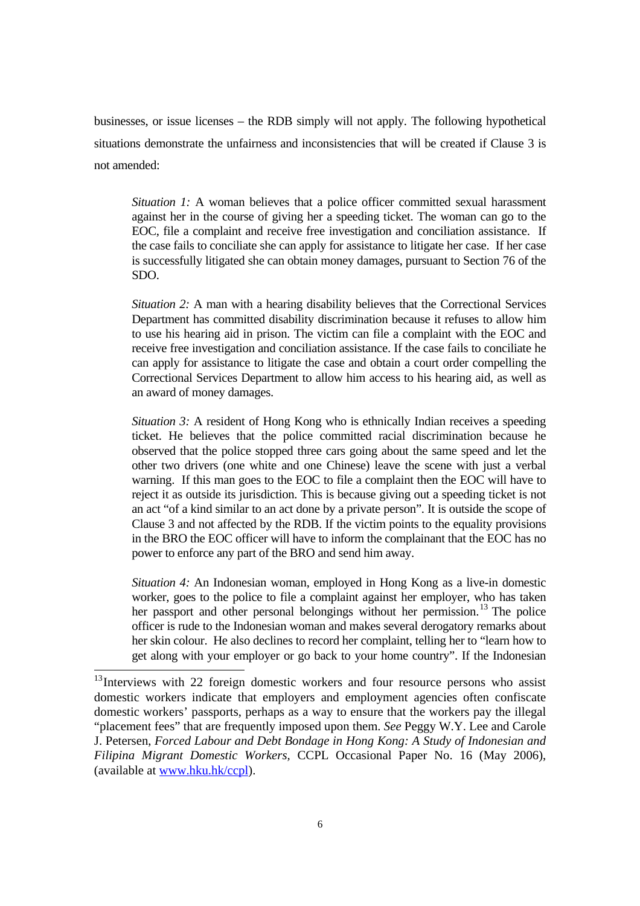businesses, or issue licenses – the RDB simply will not apply. The following hypothetical situations demonstrate the unfairness and inconsistencies that will be created if Clause 3 is not amended:

> *Situation 1:* A woman believes that a police officer committed sexual harassment against her in the course of giving her a speeding ticket. The woman can go to the EOC, file a complaint and receive free investigation and conciliation assistance. If the case fails to conciliate she can apply for assistance to litigate her case. If her case is successfully litigated she can obtain money damages, pursuant to Section 76 of the SDO.
>
> *Situation 2:* A man with a hearing disability believes that the Correctional Services Department has committed disability discrimination because it refuses to allow him to use his hearing aid in prison. The victim can file a complaint with the EOC and receive free investigation and conciliation assistance. If the case fails to conciliate he can apply for assistance to litigate the case and obtain a court order compelling the Correctional Services Department to allow him access to his hearing aid, as well as an award of money damages.
>
> *Situation 3:* A resident of Hong Kong who is ethnically Indian receives a speeding ticket. He believes that the police committed racial discrimination because he observed that the police stopped three cars going about the same speed and let the other two drivers (one white and one Chinese) leave the scene with just a verbal warning. If this man goes to the EOC to file a complaint then the EOC will have to reject it as outside its jurisdiction. This is because giving out a speeding ticket is not an act "of a kind similar to an act done by a private person". It is outside the scope of Clause 3 and not affected by the RDB. If the victim points to the equality provisions in the BRO the EOC officer will have to inform the complainant that the EOC has no power to enforce any part of the BRO and send him away.
>
> *Situation 4:* An Indonesian woman, employed in Hong Kong as a live-in domestic worker, goes to the police to file a complaint against her employer, who has taken her passport and other personal belongings without her permission.[13] The police officer is rude to the Indonesian woman and makes several derogatory remarks about her skin colour. He also declines to record her complaint, telling her to "learn how to get along with your employer or go back to your home country". If the Indonesian

---

[13] Interviews with 22 foreign domestic workers and four resource persons who assist domestic workers indicate that employers and employment agencies often confiscate domestic workers' passports, perhaps as a way to ensure that the workers pay the illegal "placement fees" that are frequently imposed upon them. *See* Peggy W.Y. Lee and Carole J. Petersen, *Forced Labour and Debt Bondage in Hong Kong: A Study of Indonesian and Filipina Migrant Domestic Workers*, CCPL Occasional Paper No. 16 (May 2006), (available at [www.hku.hk/ccpl](www.hku.hk/ccpl)).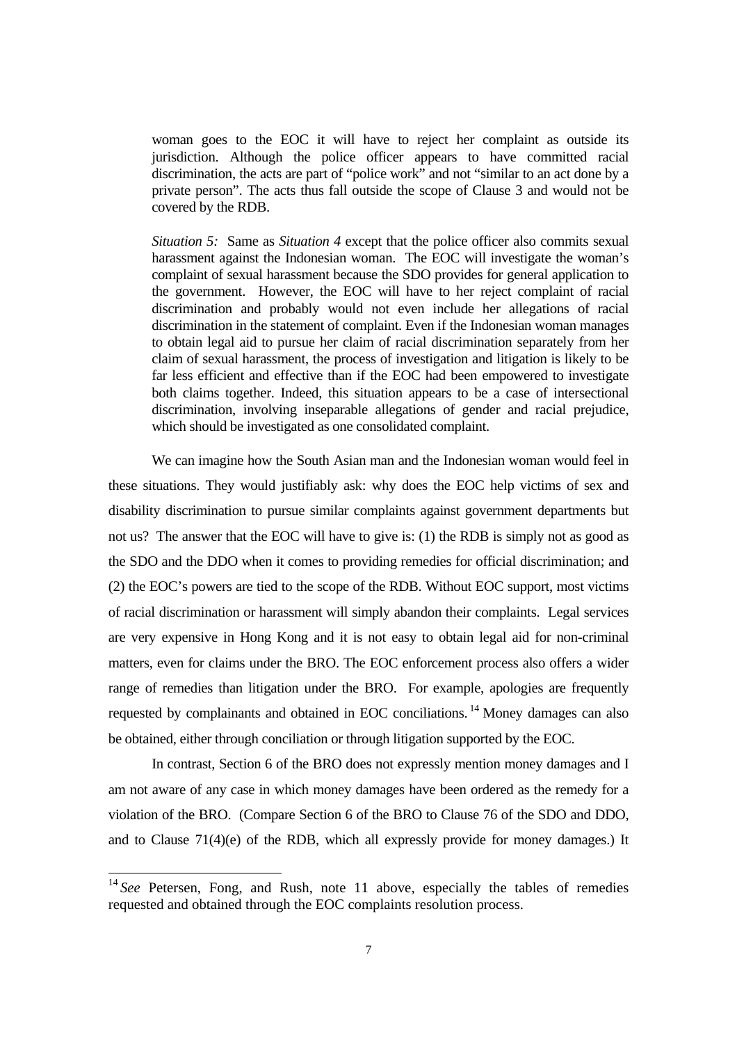woman goes to the EOC it will have to reject her complaint as outside its jurisdiction. Although the police officer appears to have committed racial discrimination, the acts are part of "police work" and not "similar to an act done by a private person". The acts thus fall outside the scope of Clause 3 and would not be covered by the RDB.

*Situation 5:* Same as *Situation 4* except that the police officer also commits sexual harassment against the Indonesian woman. The EOC will investigate the woman's complaint of sexual harassment because the SDO provides for general application to the government. However, the EOC will have to her reject complaint of racial discrimination and probably would not even include her allegations of racial discrimination in the statement of complaint. Even if the Indonesian woman manages to obtain legal aid to pursue her claim of racial discrimination separately from her claim of sexual harassment, the process of investigation and litigation is likely to be far less efficient and effective than if the EOC had been empowered to investigate both claims together. Indeed, this situation appears to be a case of intersectional discrimination, involving inseparable allegations of gender and racial prejudice, which should be investigated as one consolidated complaint.

We can imagine how the South Asian man and the Indonesian woman would feel in these situations. They would justifiably ask: why does the EOC help victims of sex and disability discrimination to pursue similar complaints against government departments but not us? The answer that the EOC will have to give is: (1) the RDB is simply not as good as the SDO and the DDO when it comes to providing remedies for official discrimination; and (2) the EOC's powers are tied to the scope of the RDB. Without EOC support, most victims of racial discrimination or harassment will simply abandon their complaints. Legal services are very expensive in Hong Kong and it is not easy to obtain legal aid for non-criminal matters, even for claims under the BRO. The EOC enforcement process also offers a wider range of remedies than litigation under the BRO. For example, apologies are frequently requested by complainants and obtained in EOC conciliations.[14] Money damages can also be obtained, either through conciliation or through litigation supported by the EOC.

In contrast, Section 6 of the BRO does not expressly mention money damages and I am not aware of any case in which money damages have been ordered as the remedy for a violation of the BRO. (Compare Section 6 of the BRO to Clause 76 of the SDO and DDO, and to Clause 71(4)(e) of the RDB, which all expressly provide for money damages.) It

[14] *See* Petersen, Fong, and Rush, note 11 above, especially the tables of remedies requested and obtained through the EOC complaints resolution process.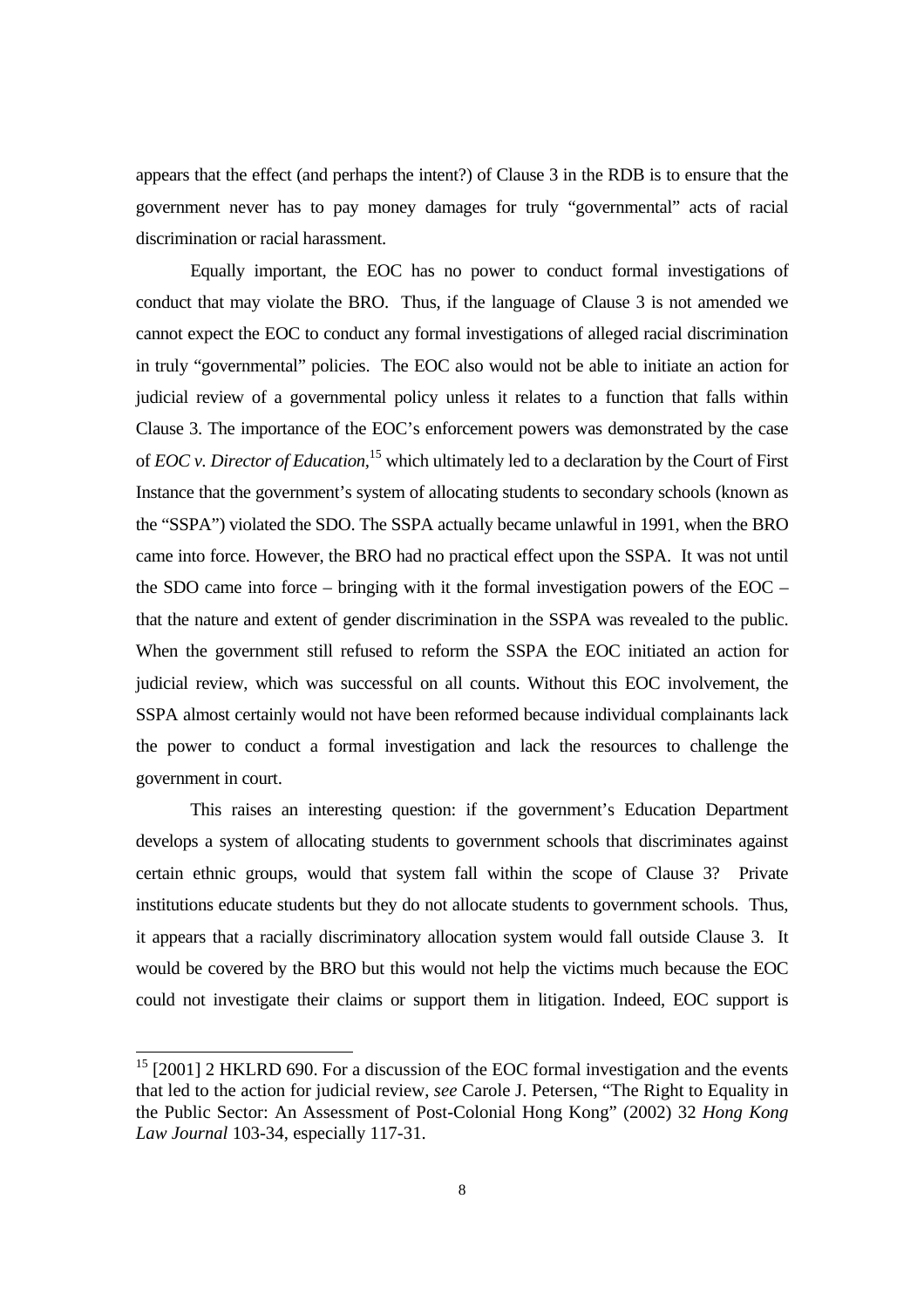appears that the effect (and perhaps the intent?) of Clause 3 in the RDB is to ensure that the government never has to pay money damages for truly "governmental" acts of racial discrimination or racial harassment.

Equally important, the EOC has no power to conduct formal investigations of conduct that may violate the BRO. Thus, if the language of Clause 3 is not amended we cannot expect the EOC to conduct any formal investigations of alleged racial discrimination in truly "governmental" policies. The EOC also would not be able to initiate an action for judicial review of a governmental policy unless it relates to a function that falls within Clause 3. The importance of the EOC's enforcement powers was demonstrated by the case of *EOC v. Director of Education*,[15] which ultimately led to a declaration by the Court of First Instance that the government's system of allocating students to secondary schools (known as the "SSPA") violated the SDO. The SSPA actually became unlawful in 1991, when the BRO came into force. However, the BRO had no practical effect upon the SSPA. It was not until the SDO came into force – bringing with it the formal investigation powers of the EOC – that the nature and extent of gender discrimination in the SSPA was revealed to the public. When the government still refused to reform the SSPA the EOC initiated an action for judicial review, which was successful on all counts. Without this EOC involvement, the SSPA almost certainly would not have been reformed because individual complainants lack the power to conduct a formal investigation and lack the resources to challenge the government in court.

This raises an interesting question: if the government's Education Department develops a system of allocating students to government schools that discriminates against certain ethnic groups, would that system fall within the scope of Clause 3? Private institutions educate students but they do not allocate students to government schools. Thus, it appears that a racially discriminatory allocation system would fall outside Clause 3. It would be covered by the BRO but this would not help the victims much because the EOC could not investigate their claims or support them in litigation. Indeed, EOC support is

---

[15] [2001] 2 HKLRD 690. For a discussion of the EOC formal investigation and the events that led to the action for judicial review, *see* Carole J. Petersen, "The Right to Equality in the Public Sector: An Assessment of Post-Colonial Hong Kong" (2002) 32 *Hong Kong Law Journal* 103-34, especially 117-31.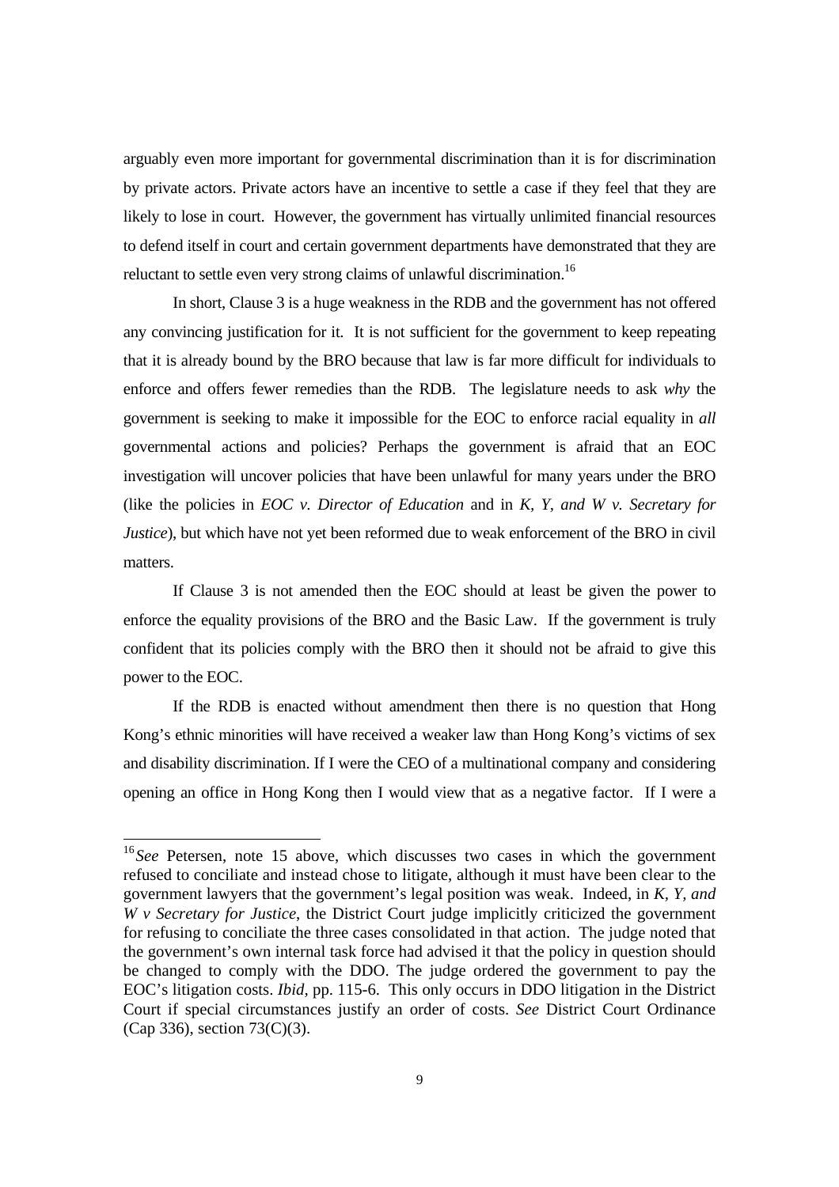arguably even more important for governmental discrimination than it is for discrimination by private actors. Private actors have an incentive to settle a case if they feel that they are likely to lose in court. However, the government has virtually unlimited financial resources to defend itself in court and certain government departments have demonstrated that they are reluctant to settle even very strong claims of unlawful discrimination.[16]

In short, Clause 3 is a huge weakness in the RDB and the government has not offered any convincing justification for it. It is not sufficient for the government to keep repeating that it is already bound by the BRO because that law is far more difficult for individuals to enforce and offers fewer remedies than the RDB. The legislature needs to ask *why* the government is seeking to make it impossible for the EOC to enforce racial equality in *all* governmental actions and policies? Perhaps the government is afraid that an EOC investigation will uncover policies that have been unlawful for many years under the BRO (like the policies in *EOC v. Director of Education* and in *K, Y, and W v. Secretary for Justice*), but which have not yet been reformed due to weak enforcement of the BRO in civil matters.

If Clause 3 is not amended then the EOC should at least be given the power to enforce the equality provisions of the BRO and the Basic Law. If the government is truly confident that its policies comply with the BRO then it should not be afraid to give this power to the EOC.

If the RDB is enacted without amendment then there is no question that Hong Kong's ethnic minorities will have received a weaker law than Hong Kong's victims of sex and disability discrimination. If I were the CEO of a multinational company and considering opening an office in Hong Kong then I would view that as a negative factor. If I were a

---

[16] *See* Petersen, note 15 above, which discusses two cases in which the government refused to conciliate and instead chose to litigate, although it must have been clear to the government lawyers that the government's legal position was weak. Indeed, in *K, Y, and W v Secretary for Justice*, the District Court judge implicitly criticized the government for refusing to conciliate the three cases consolidated in that action. The judge noted that the government's own internal task force had advised it that the policy in question should be changed to comply with the DDO. The judge ordered the government to pay the EOC's litigation costs. *Ibid*, pp. 115-6. This only occurs in DDO litigation in the District Court if special circumstances justify an order of costs. *See* District Court Ordinance (Cap 336), section 73(C)(3).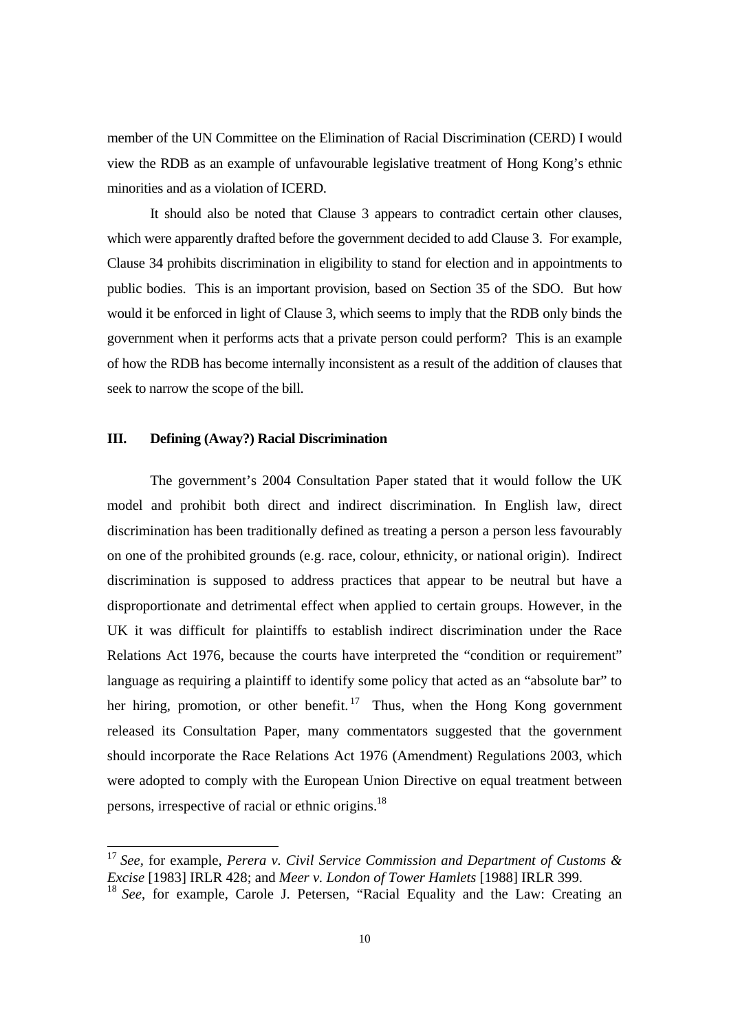member of the UN Committee on the Elimination of Racial Discrimination (CERD) I would view the RDB as an example of unfavourable legislative treatment of Hong Kong's ethnic minorities and as a violation of ICERD.

It should also be noted that Clause 3 appears to contradict certain other clauses, which were apparently drafted before the government decided to add Clause 3. For example, Clause 34 prohibits discrimination in eligibility to stand for election and in appointments to public bodies. This is an important provision, based on Section 35 of the SDO. But how would it be enforced in light of Clause 3, which seems to imply that the RDB only binds the government when it performs acts that a private person could perform? This is an example of how the RDB has become internally inconsistent as a result of the addition of clauses that seek to narrow the scope of the bill.

### III. Defining (Away?) Racial Discrimination

The government's 2004 Consultation Paper stated that it would follow the UK model and prohibit both direct and indirect discrimination. In English law, direct discrimination has been traditionally defined as treating a person a person less favourably on one of the prohibited grounds (e.g. race, colour, ethnicity, or national origin). Indirect discrimination is supposed to address practices that appear to be neutral but have a disproportionate and detrimental effect when applied to certain groups. However, in the UK it was difficult for plaintiffs to establish indirect discrimination under the Race Relations Act 1976, because the courts have interpreted the "condition or requirement" language as requiring a plaintiff to identify some policy that acted as an "absolute bar" to her hiring, promotion, or other benefit.[17] Thus, when the Hong Kong government released its Consultation Paper, many commentators suggested that the government should incorporate the Race Relations Act 1976 (Amendment) Regulations 2003, which were adopted to comply with the European Union Directive on equal treatment between persons, irrespective of racial or ethnic origins.[18]

---

[17] *See*, for example, *Perera v. Civil Service Commission and Department of Customs & Excise* [1983] IRLR 428; and *Meer v. London of Tower Hamlets* [1988] IRLR 399.

[18] *See*, for example, Carole J. Petersen, "Racial Equality and the Law: Creating an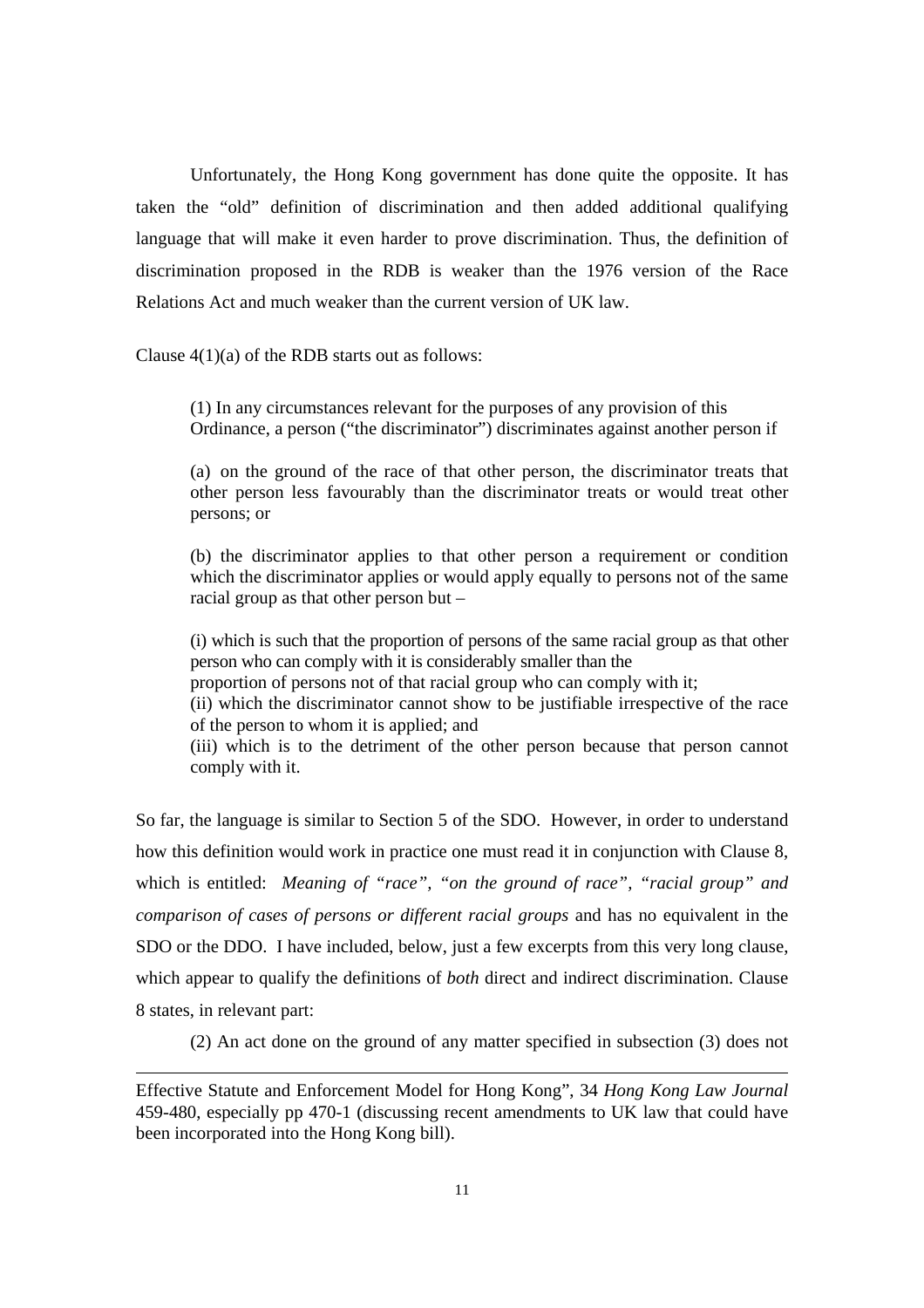Unfortunately, the Hong Kong government has done quite the opposite. It has taken the "old" definition of discrimination and then added additional qualifying language that will make it even harder to prove discrimination. Thus, the definition of discrimination proposed in the RDB is weaker than the 1976 version of the Race Relations Act and much weaker than the current version of UK law.

Clause 4(1)(a) of the RDB starts out as follows:

> (1) In any circumstances relevant for the purposes of any provision of this Ordinance, a person ("the discriminator") discriminates against another person if
>
> (a) on the ground of the race of that other person, the discriminator treats that other person less favourably than the discriminator treats or would treat other persons; or
>
> (b) the discriminator applies to that other person a requirement or condition which the discriminator applies or would apply equally to persons not of the same racial group as that other person but –
>
> (i) which is such that the proportion of persons of the same racial group as that other person who can comply with it is considerably smaller than the proportion of persons not of that racial group who can comply with it;
> (ii) which the discriminator cannot show to be justifiable irrespective of the race of the person to whom it is applied; and
> (iii) which is to the detriment of the other person because that person cannot comply with it.

So far, the language is similar to Section 5 of the SDO. However, in order to understand how this definition would work in practice one must read it in conjunction with Clause 8, which is entitled: *Meaning of "race", "on the ground of race", "racial group" and comparison of cases of persons or different racial groups* and has no equivalent in the SDO or the DDO. I have included, below, just a few excerpts from this very long clause, which appear to qualify the definitions of *both* direct and indirect discrimination. Clause 8 states, in relevant part:

> (2) An act done on the ground of any matter specified in subsection (3) does not

---

Effective Statute and Enforcement Model for Hong Kong", 34 *Hong Kong Law Journal* 459-480, especially pp 470-1 (discussing recent amendments to UK law that could have been incorporated into the Hong Kong bill).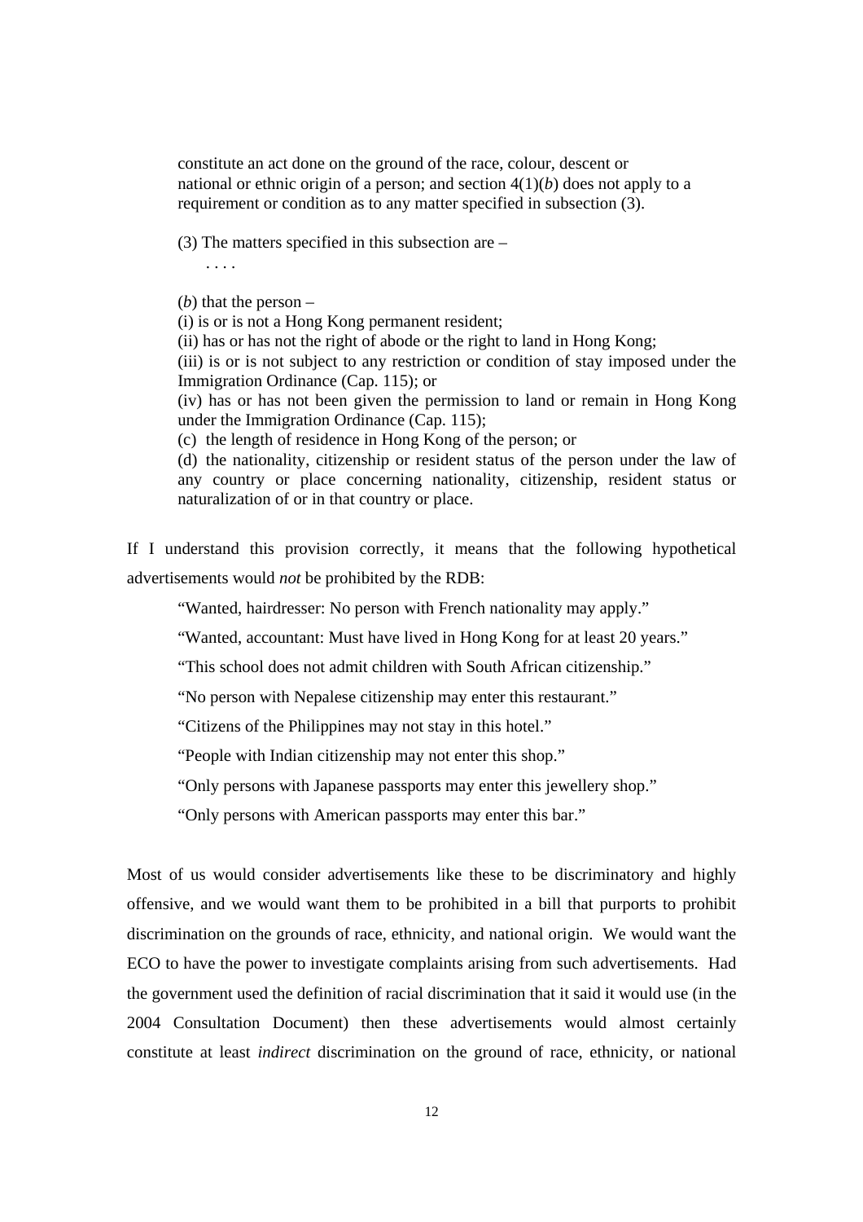constitute an act done on the ground of the race, colour, descent or national or ethnic origin of a person; and section 4(1)(*b*) does not apply to a requirement or condition as to any matter specified in subsection (3).

> (3) The matters specified in this subsection are –
>
> . . . .
>
> (*b*) that the person –
>
> (i) is or is not a Hong Kong permanent resident;
>
> (ii) has or has not the right of abode or the right to land in Hong Kong;
>
> (iii) is or is not subject to any restriction or condition of stay imposed under the Immigration Ordinance (Cap. 115); or
>
> (iv) has or has not been given the permission to land or remain in Hong Kong under the Immigration Ordinance (Cap. 115);
>
> (c) the length of residence in Hong Kong of the person; or
>
> (d) the nationality, citizenship or resident status of the person under the law of any country or place concerning nationality, citizenship, resident status or naturalization of or in that country or place.

If I understand this provision correctly, it means that the following hypothetical advertisements would *not* be prohibited by the RDB:

> "Wanted, hairdresser: No person with French nationality may apply."
>
> "Wanted, accountant: Must have lived in Hong Kong for at least 20 years."
>
> "This school does not admit children with South African citizenship."
>
> "No person with Nepalese citizenship may enter this restaurant."
>
> "Citizens of the Philippines may not stay in this hotel."
>
> "People with Indian citizenship may not enter this shop."
>
> "Only persons with Japanese passports may enter this jewellery shop."
>
> "Only persons with American passports may enter this bar."

Most of us would consider advertisements like these to be discriminatory and highly offensive, and we would want them to be prohibited in a bill that purports to prohibit discrimination on the grounds of race, ethnicity, and national origin. We would want the ECO to have the power to investigate complaints arising from such advertisements. Had the government used the definition of racial discrimination that it said it would use (in the 2004 Consultation Document) then these advertisements would almost certainly constitute at least *indirect* discrimination on the ground of race, ethnicity, or national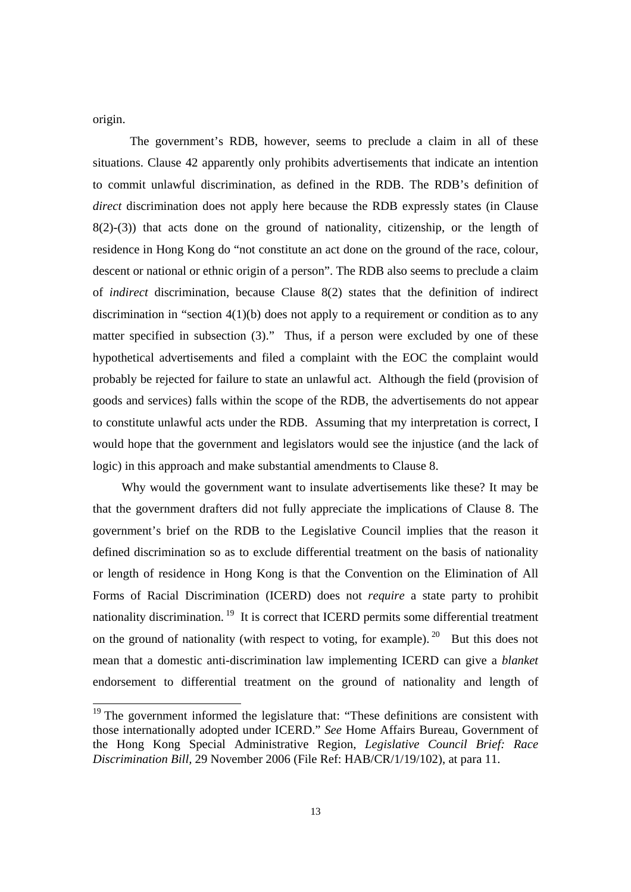origin.

The government's RDB, however, seems to preclude a claim in all of these situations. Clause 42 apparently only prohibits advertisements that indicate an intention to commit unlawful discrimination, as defined in the RDB. The RDB's definition of *direct* discrimination does not apply here because the RDB expressly states (in Clause 8(2)-(3)) that acts done on the ground of nationality, citizenship, or the length of residence in Hong Kong do "not constitute an act done on the ground of the race, colour, descent or national or ethnic origin of a person". The RDB also seems to preclude a claim of *indirect* discrimination, because Clause 8(2) states that the definition of indirect discrimination in "section 4(1)(b) does not apply to a requirement or condition as to any matter specified in subsection (3)." Thus, if a person were excluded by one of these hypothetical advertisements and filed a complaint with the EOC the complaint would probably be rejected for failure to state an unlawful act. Although the field (provision of goods and services) falls within the scope of the RDB, the advertisements do not appear to constitute unlawful acts under the RDB. Assuming that my interpretation is correct, I would hope that the government and legislators would see the injustice (and the lack of logic) in this approach and make substantial amendments to Clause 8.

Why would the government want to insulate advertisements like these? It may be that the government drafters did not fully appreciate the implications of Clause 8. The government's brief on the RDB to the Legislative Council implies that the reason it defined discrimination so as to exclude differential treatment on the basis of nationality or length of residence in Hong Kong is that the Convention on the Elimination of All Forms of Racial Discrimination (ICERD) does not *require* a state party to prohibit nationality discrimination.[19] It is correct that ICERD permits some differential treatment on the ground of nationality (with respect to voting, for example).[20] But this does not mean that a domestic anti-discrimination law implementing ICERD can give a *blanket* endorsement to differential treatment on the ground of nationality and length of

[19] The government informed the legislature that: "These definitions are consistent with those internationally adopted under ICERD." *See* Home Affairs Bureau, Government of the Hong Kong Special Administrative Region, *Legislative Council Brief: Race Discrimination Bill,* 29 November 2006 (File Ref: HAB/CR/1/19/102), at para 11.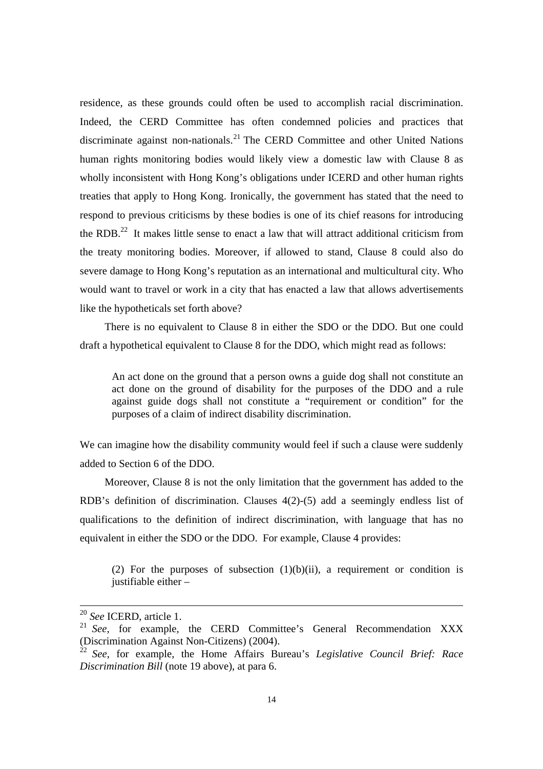residence, as these grounds could often be used to accomplish racial discrimination. Indeed, the CERD Committee has often condemned policies and practices that discriminate against non-nationals.[21] The CERD Committee and other United Nations human rights monitoring bodies would likely view a domestic law with Clause 8 as wholly inconsistent with Hong Kong's obligations under ICERD and other human rights treaties that apply to Hong Kong. Ironically, the government has stated that the need to respond to previous criticisms by these bodies is one of its chief reasons for introducing the RDB.[22] It makes little sense to enact a law that will attract additional criticism from the treaty monitoring bodies. Moreover, if allowed to stand, Clause 8 could also do severe damage to Hong Kong's reputation as an international and multicultural city. Who would want to travel or work in a city that has enacted a law that allows advertisements like the hypotheticals set forth above?

There is no equivalent to Clause 8 in either the SDO or the DDO. But one could draft a hypothetical equivalent to Clause 8 for the DDO, which might read as follows:

> An act done on the ground that a person owns a guide dog shall not constitute an act done on the ground of disability for the purposes of the DDO and a rule against guide dogs shall not constitute a "requirement or condition" for the purposes of a claim of indirect disability discrimination.

We can imagine how the disability community would feel if such a clause were suddenly added to Section 6 of the DDO.

Moreover, Clause 8 is not the only limitation that the government has added to the RDB's definition of discrimination. Clauses 4(2)-(5) add a seemingly endless list of qualifications to the definition of indirect discrimination, with language that has no equivalent in either the SDO or the DDO. For example, Clause 4 provides:

> (2) For the purposes of subsection (1)(b)(ii), a requirement or condition is justifiable either –

---

[20] *See* ICERD, article 1.

[21] *See*, for example, the CERD Committee's General Recommendation XXX (Discrimination Against Non-Citizens) (2004).

[22] *See*, for example, the Home Affairs Bureau's *Legislative Council Brief: Race Discrimination Bill* (note 19 above), at para 6.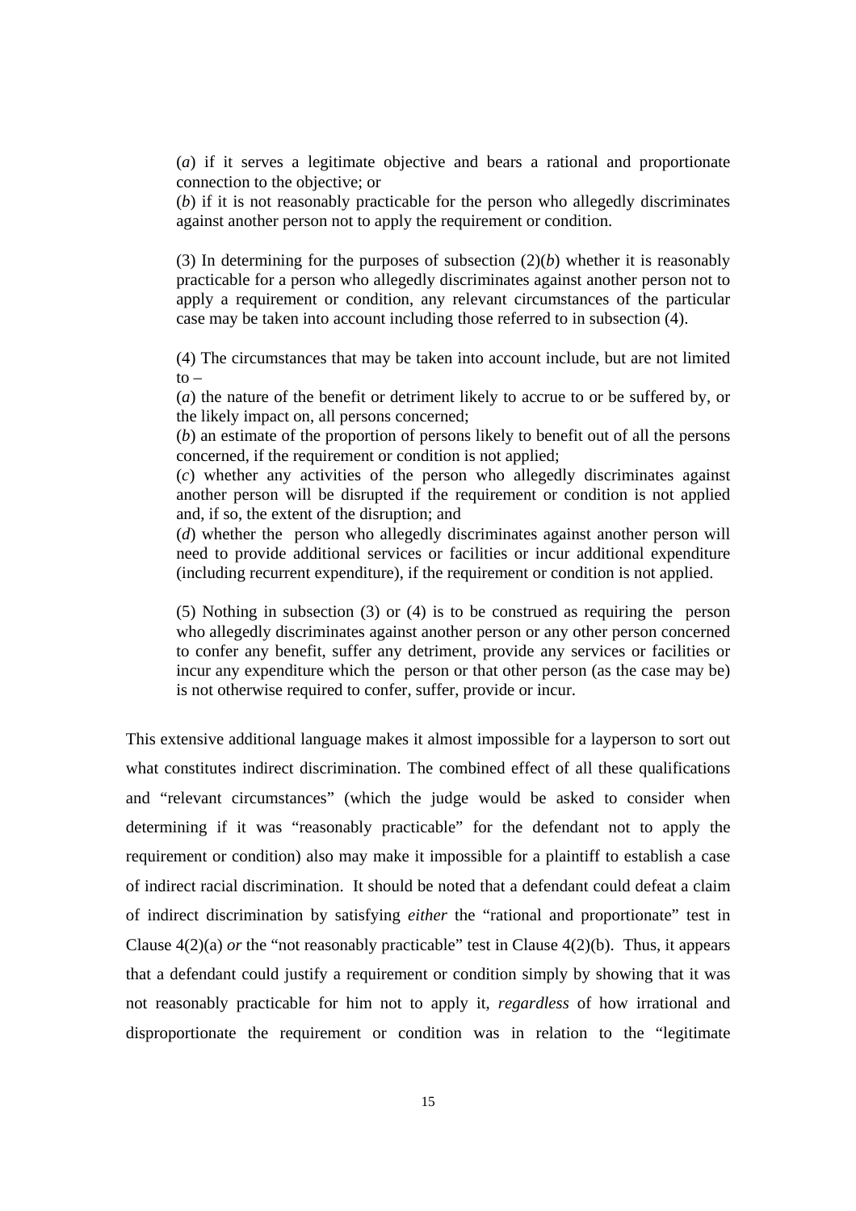(*a*) if it serves a legitimate objective and bears a rational and proportionate connection to the objective; or

(*b*) if it is not reasonably practicable for the person who allegedly discriminates against another person not to apply the requirement or condition.

(3) In determining for the purposes of subsection (2)(*b*) whether it is reasonably practicable for a person who allegedly discriminates against another person not to apply a requirement or condition, any relevant circumstances of the particular case may be taken into account including those referred to in subsection (4).

(4) The circumstances that may be taken into account include, but are not limited to –

(*a*) the nature of the benefit or detriment likely to accrue to or be suffered by, or the likely impact on, all persons concerned;

(*b*) an estimate of the proportion of persons likely to benefit out of all the persons concerned, if the requirement or condition is not applied;

(*c*) whether any activities of the person who allegedly discriminates against another person will be disrupted if the requirement or condition is not applied and, if so, the extent of the disruption; and

(*d*) whether the person who allegedly discriminates against another person will need to provide additional services or facilities or incur additional expenditure (including recurrent expenditure), if the requirement or condition is not applied.

(5) Nothing in subsection (3) or (4) is to be construed as requiring the person who allegedly discriminates against another person or any other person concerned to confer any benefit, suffer any detriment, provide any services or facilities or incur any expenditure which the person or that other person (as the case may be) is not otherwise required to confer, suffer, provide or incur.

This extensive additional language makes it almost impossible for a layperson to sort out what constitutes indirect discrimination. The combined effect of all these qualifications and "relevant circumstances" (which the judge would be asked to consider when determining if it was "reasonably practicable" for the defendant not to apply the requirement or condition) also may make it impossible for a plaintiff to establish a case of indirect racial discrimination. It should be noted that a defendant could defeat a claim of indirect discrimination by satisfying *either* the "rational and proportionate" test in Clause 4(2)(a) *or* the "not reasonably practicable" test in Clause 4(2)(b). Thus, it appears that a defendant could justify a requirement or condition simply by showing that it was not reasonably practicable for him not to apply it, *regardless* of how irrational and disproportionate the requirement or condition was in relation to the "legitimate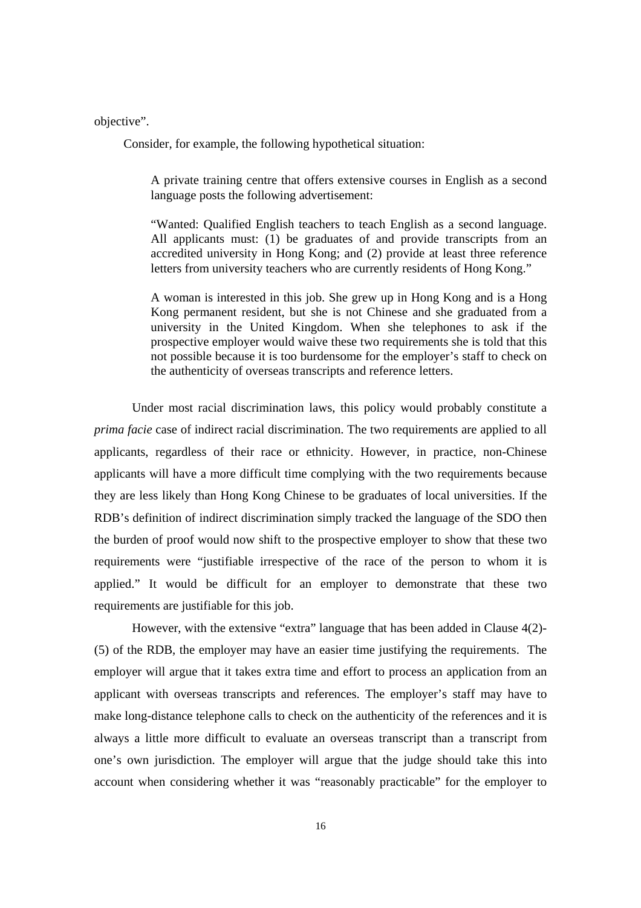objective".

Consider, for example, the following hypothetical situation:

> A private training centre that offers extensive courses in English as a second language posts the following advertisement:
>
> "Wanted: Qualified English teachers to teach English as a second language. All applicants must: (1) be graduates of and provide transcripts from an accredited university in Hong Kong; and (2) provide at least three reference letters from university teachers who are currently residents of Hong Kong."
>
> A woman is interested in this job. She grew up in Hong Kong and is a Hong Kong permanent resident, but she is not Chinese and she graduated from a university in the United Kingdom. When she telephones to ask if the prospective employer would waive these two requirements she is told that this not possible because it is too burdensome for the employer's staff to check on the authenticity of overseas transcripts and reference letters.

Under most racial discrimination laws, this policy would probably constitute a *prima facie* case of indirect racial discrimination. The two requirements are applied to all applicants, regardless of their race or ethnicity. However, in practice, non-Chinese applicants will have a more difficult time complying with the two requirements because they are less likely than Hong Kong Chinese to be graduates of local universities. If the RDB's definition of indirect discrimination simply tracked the language of the SDO then the burden of proof would now shift to the prospective employer to show that these two requirements were "justifiable irrespective of the race of the person to whom it is applied." It would be difficult for an employer to demonstrate that these two requirements are justifiable for this job.

However, with the extensive "extra" language that has been added in Clause 4(2)-(5) of the RDB, the employer may have an easier time justifying the requirements. The employer will argue that it takes extra time and effort to process an application from an applicant with overseas transcripts and references. The employer's staff may have to make long-distance telephone calls to check on the authenticity of the references and it is always a little more difficult to evaluate an overseas transcript than a transcript from one's own jurisdiction. The employer will argue that the judge should take this into account when considering whether it was "reasonably practicable" for the employer to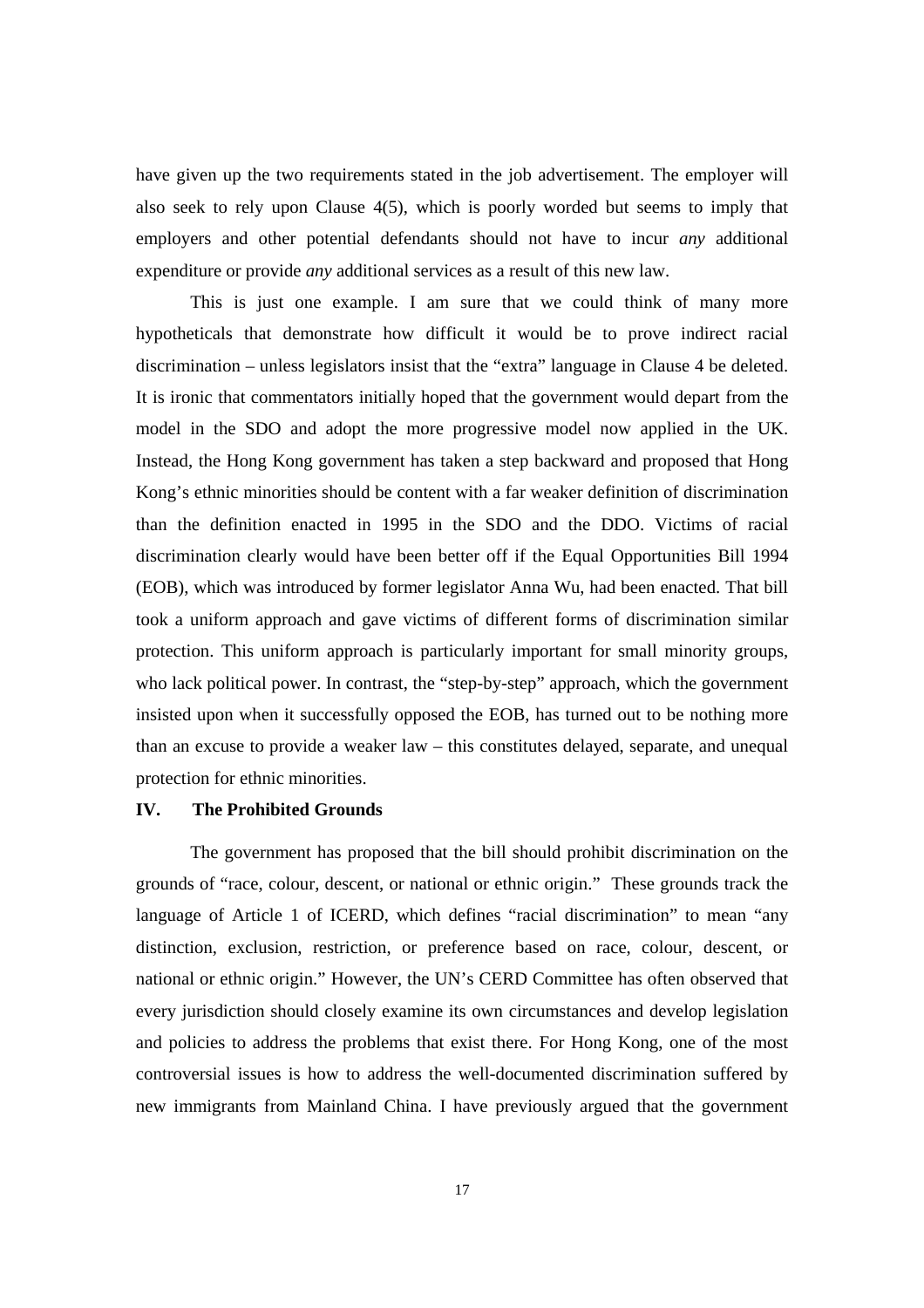have given up the two requirements stated in the job advertisement. The employer will also seek to rely upon Clause 4(5), which is poorly worded but seems to imply that employers and other potential defendants should not have to incur *any* additional expenditure or provide *any* additional services as a result of this new law.

This is just one example. I am sure that we could think of many more hypotheticals that demonstrate how difficult it would be to prove indirect racial discrimination – unless legislators insist that the "extra" language in Clause 4 be deleted. It is ironic that commentators initially hoped that the government would depart from the model in the SDO and adopt the more progressive model now applied in the UK. Instead, the Hong Kong government has taken a step backward and proposed that Hong Kong's ethnic minorities should be content with a far weaker definition of discrimination than the definition enacted in 1995 in the SDO and the DDO. Victims of racial discrimination clearly would have been better off if the Equal Opportunities Bill 1994 (EOB), which was introduced by former legislator Anna Wu, had been enacted. That bill took a uniform approach and gave victims of different forms of discrimination similar protection. This uniform approach is particularly important for small minority groups, who lack political power. In contrast, the "step-by-step" approach, which the government insisted upon when it successfully opposed the EOB, has turned out to be nothing more than an excuse to provide a weaker law – this constitutes delayed, separate, and unequal protection for ethnic minorities.

## IV. The Prohibited Grounds

The government has proposed that the bill should prohibit discrimination on the grounds of "race, colour, descent, or national or ethnic origin." These grounds track the language of Article 1 of ICERD, which defines "racial discrimination" to mean "any distinction, exclusion, restriction, or preference based on race, colour, descent, or national or ethnic origin." However, the UN's CERD Committee has often observed that every jurisdiction should closely examine its own circumstances and develop legislation and policies to address the problems that exist there. For Hong Kong, one of the most controversial issues is how to address the well-documented discrimination suffered by new immigrants from Mainland China. I have previously argued that the government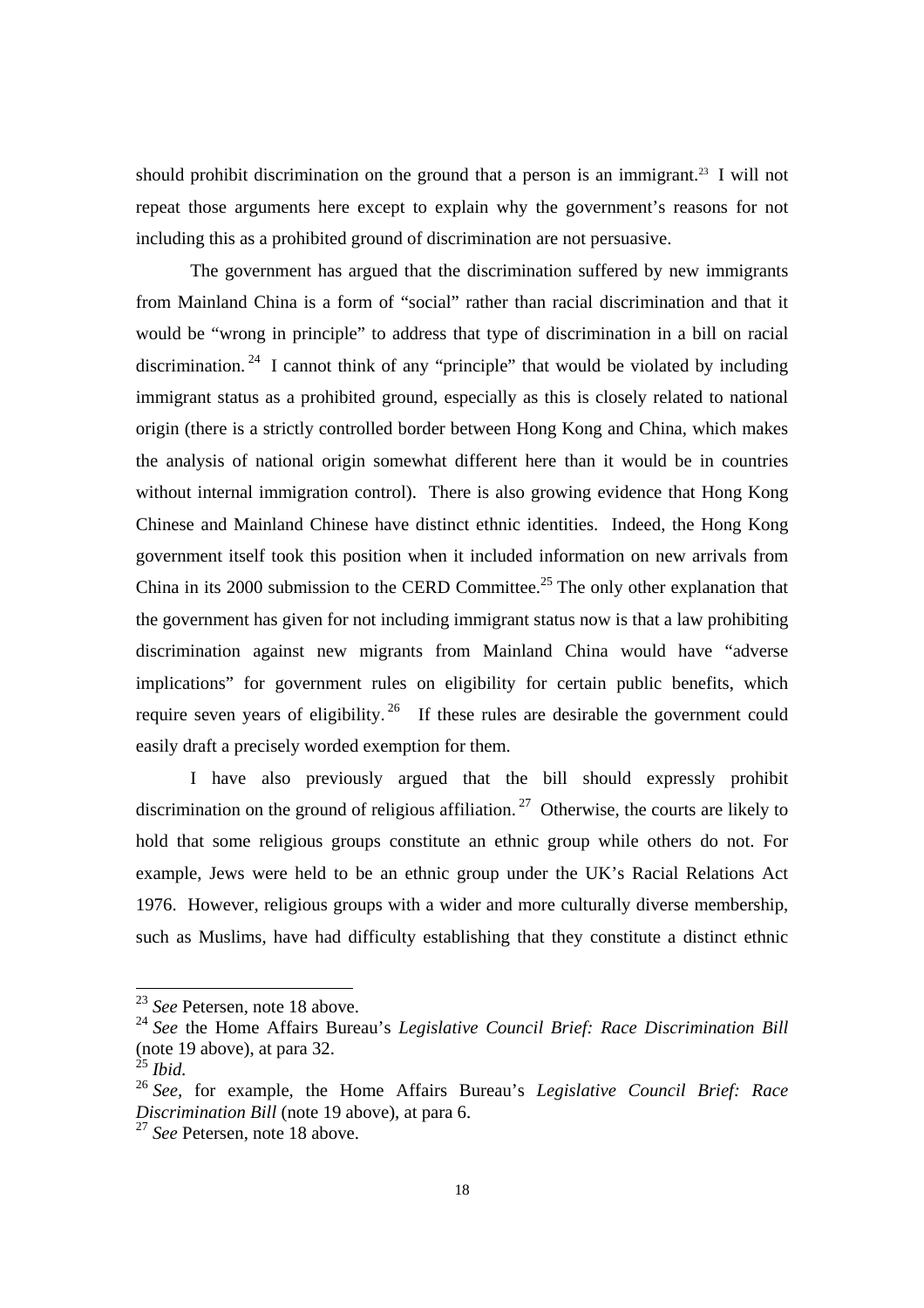should prohibit discrimination on the ground that a person is an immigrant.[23] I will not repeat those arguments here except to explain why the government's reasons for not including this as a prohibited ground of discrimination are not persuasive.

The government has argued that the discrimination suffered by new immigrants from Mainland China is a form of "social" rather than racial discrimination and that it would be "wrong in principle" to address that type of discrimination in a bill on racial discrimination.[24] I cannot think of any "principle" that would be violated by including immigrant status as a prohibited ground, especially as this is closely related to national origin (there is a strictly controlled border between Hong Kong and China, which makes the analysis of national origin somewhat different here than it would be in countries without internal immigration control). There is also growing evidence that Hong Kong Chinese and Mainland Chinese have distinct ethnic identities. Indeed, the Hong Kong government itself took this position when it included information on new arrivals from China in its 2000 submission to the CERD Committee.[25] The only other explanation that the government has given for not including immigrant status now is that a law prohibiting discrimination against new migrants from Mainland China would have "adverse implications" for government rules on eligibility for certain public benefits, which require seven years of eligibility.[26] If these rules are desirable the government could easily draft a precisely worded exemption for them.

I have also previously argued that the bill should expressly prohibit discrimination on the ground of religious affiliation.[27] Otherwise, the courts are likely to hold that some religious groups constitute an ethnic group while others do not. For example, Jews were held to be an ethnic group under the UK's Racial Relations Act 1976. However, religious groups with a wider and more culturally diverse membership, such as Muslims, have had difficulty establishing that they constitute a distinct ethnic

---

[23] *See* Petersen, note 18 above.

[24] *See* the Home Affairs Bureau's *Legislative Council Brief: Race Discrimination Bill* (note 19 above), at para 32.

[25] *Ibid.*

[26] *See*, for example, the Home Affairs Bureau's *Legislative Council Brief: Race Discrimination Bill* (note 19 above), at para 6.

[27] *See* Petersen, note 18 above.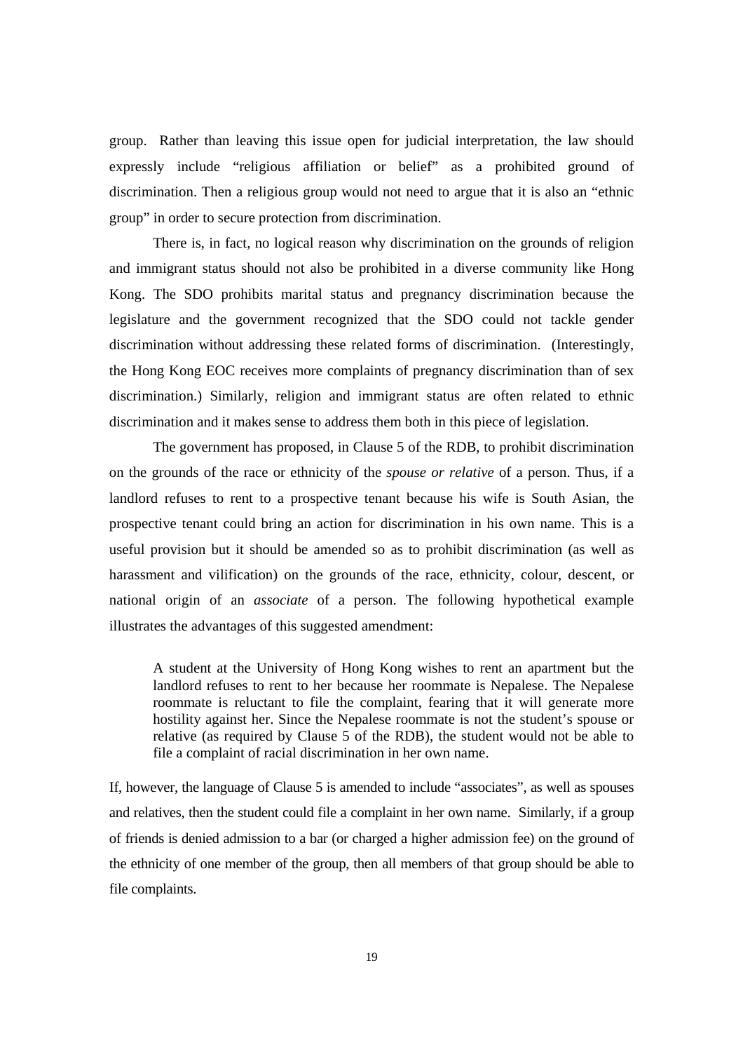group. Rather than leaving this issue open for judicial interpretation, the law should expressly include "religious affiliation or belief" as a prohibited ground of discrimination. Then a religious group would not need to argue that it is also an "ethnic group" in order to secure protection from discrimination.

There is, in fact, no logical reason why discrimination on the grounds of religion and immigrant status should not also be prohibited in a diverse community like Hong Kong. The SDO prohibits marital status and pregnancy discrimination because the legislature and the government recognized that the SDO could not tackle gender discrimination without addressing these related forms of discrimination. (Interestingly, the Hong Kong EOC receives more complaints of pregnancy discrimination than of sex discrimination.) Similarly, religion and immigrant status are often related to ethnic discrimination and it makes sense to address them both in this piece of legislation.

The government has proposed, in Clause 5 of the RDB, to prohibit discrimination on the grounds of the race or ethnicity of the *spouse or relative* of a person. Thus, if a landlord refuses to rent to a prospective tenant because his wife is South Asian, the prospective tenant could bring an action for discrimination in his own name. This is a useful provision but it should be amended so as to prohibit discrimination (as well as harassment and vilification) on the grounds of the race, ethnicity, colour, descent, or national origin of an *associate* of a person. The following hypothetical example illustrates the advantages of this suggested amendment:

> A student at the University of Hong Kong wishes to rent an apartment but the landlord refuses to rent to her because her roommate is Nepalese. The Nepalese roommate is reluctant to file the complaint, fearing that it will generate more hostility against her. Since the Nepalese roommate is not the student's spouse or relative (as required by Clause 5 of the RDB), the student would not be able to file a complaint of racial discrimination in her own name.

If, however, the language of Clause 5 is amended to include "associates", as well as spouses and relatives, then the student could file a complaint in her own name. Similarly, if a group of friends is denied admission to a bar (or charged a higher admission fee) on the ground of the ethnicity of one member of the group, then all members of that group should be able to file complaints.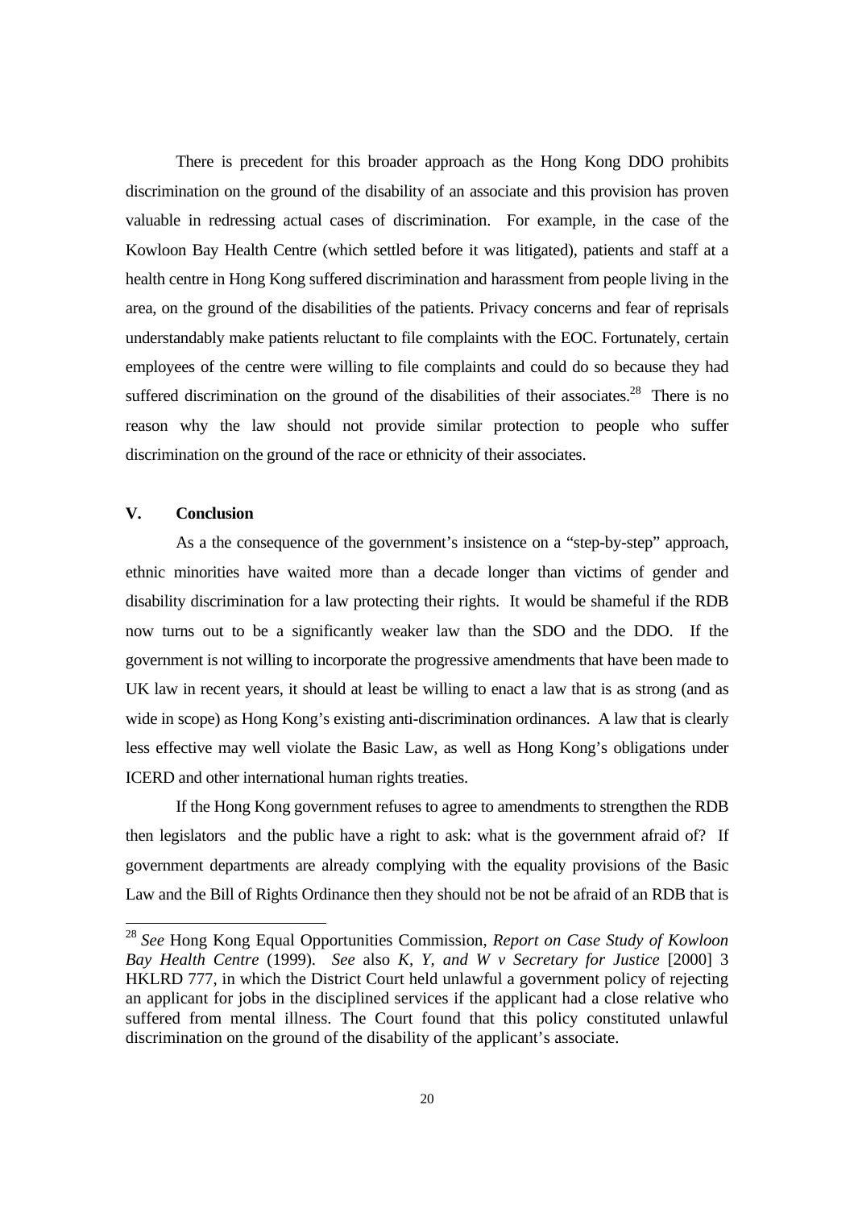There is precedent for this broader approach as the Hong Kong DDO prohibits discrimination on the ground of the disability of an associate and this provision has proven valuable in redressing actual cases of discrimination. For example, in the case of the Kowloon Bay Health Centre (which settled before it was litigated), patients and staff at a health centre in Hong Kong suffered discrimination and harassment from people living in the area, on the ground of the disabilities of the patients. Privacy concerns and fear of reprisals understandably make patients reluctant to file complaints with the EOC. Fortunately, certain employees of the centre were willing to file complaints and could do so because they had suffered discrimination on the ground of the disabilities of their associates.[28] There is no reason why the law should not provide similar protection to people who suffer discrimination on the ground of the race or ethnicity of their associates.

## V. Conclusion

As a the consequence of the government's insistence on a "step-by-step" approach, ethnic minorities have waited more than a decade longer than victims of gender and disability discrimination for a law protecting their rights. It would be shameful if the RDB now turns out to be a significantly weaker law than the SDO and the DDO. If the government is not willing to incorporate the progressive amendments that have been made to UK law in recent years, it should at least be willing to enact a law that is as strong (and as wide in scope) as Hong Kong's existing anti-discrimination ordinances. A law that is clearly less effective may well violate the Basic Law, as well as Hong Kong's obligations under ICERD and other international human rights treaties.

If the Hong Kong government refuses to agree to amendments to strengthen the RDB then legislators and the public have a right to ask: what is the government afraid of? If government departments are already complying with the equality provisions of the Basic Law and the Bill of Rights Ordinance then they should not be not be afraid of an RDB that is

---

[28] *See* Hong Kong Equal Opportunities Commission, *Report on Case Study of Kowloon Bay Health Centre* (1999). *See* also *K, Y, and W v Secretary for Justice* [2000] 3 HKLRD 777, in which the District Court held unlawful a government policy of rejecting an applicant for jobs in the disciplined services if the applicant had a close relative who suffered from mental illness. The Court found that this policy constituted unlawful discrimination on the ground of the disability of the applicant's associate.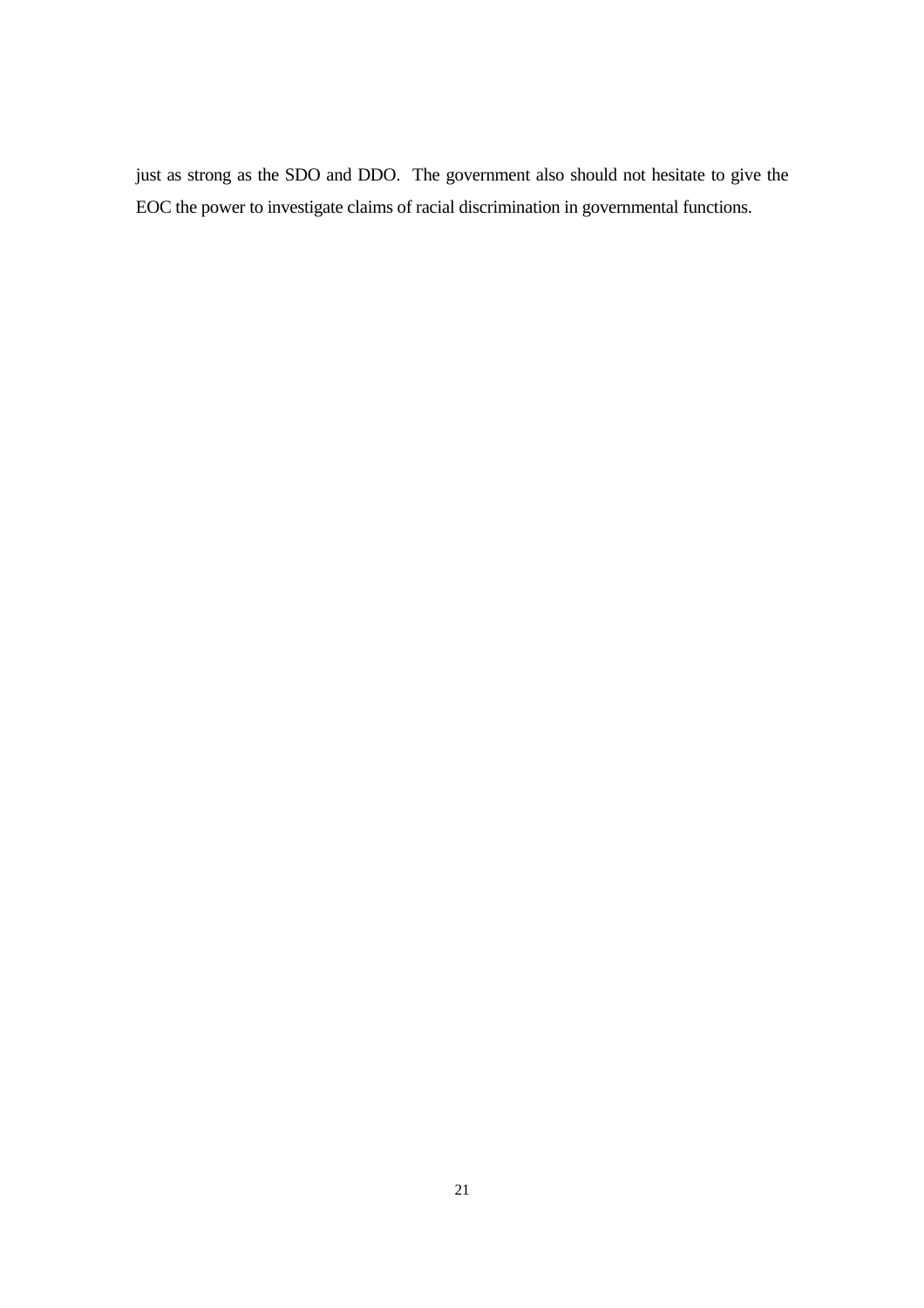just as strong as the SDO and DDO. The government also should not hesitate to give the EOC the power to investigate claims of racial discrimination in governmental functions.